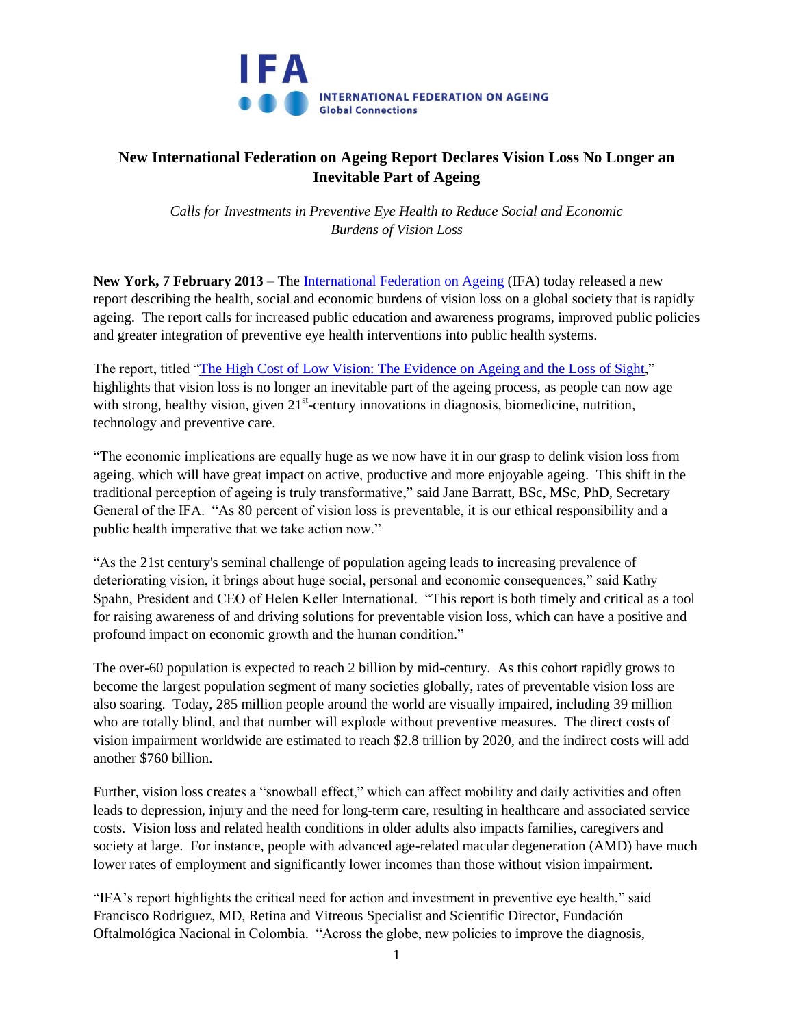IFA

INTERNATIONAL FEDERATION ON AGEING
Global Connections

## New International Federation on Ageing Report Declares Vision Loss No Longer an Inevitable Part of Ageing

*Calls for Investments in Preventive Eye Health to Reduce Social and Economic Burdens of Vision Loss*

**New York, 7 February 2013** – The International Federation on Ageing (IFA) today released a new report describing the health, social and economic burdens of vision loss on a global society that is rapidly ageing. The report calls for increased public education and awareness programs, improved public policies and greater integration of preventive eye health interventions into public health systems.

The report, titled "The High Cost of Low Vision: The Evidence on Ageing and the Loss of Sight," highlights that vision loss is no longer an inevitable part of the ageing process, as people can now age with strong, healthy vision, given 21st-century innovations in diagnosis, biomedicine, nutrition, technology and preventive care.

"The economic implications are equally huge as we now have it in our grasp to delink vision loss from ageing, which will have great impact on active, productive and more enjoyable ageing. This shift in the traditional perception of ageing is truly transformative," said Jane Barratt, BSc, MSc, PhD, Secretary General of the IFA. "As 80 percent of vision loss is preventable, it is our ethical responsibility and a public health imperative that we take action now."

"As the 21st century's seminal challenge of population ageing leads to increasing prevalence of deteriorating vision, it brings about huge social, personal and economic consequences," said Kathy Spahn, President and CEO of Helen Keller International. "This report is both timely and critical as a tool for raising awareness of and driving solutions for preventable vision loss, which can have a positive and profound impact on economic growth and the human condition."

The over-60 population is expected to reach 2 billion by mid-century. As this cohort rapidly grows to become the largest population segment of many societies globally, rates of preventable vision loss are also soaring. Today, 285 million people around the world are visually impaired, including 39 million who are totally blind, and that number will explode without preventive measures. The direct costs of vision impairment worldwide are estimated to reach $2.8 trillion by 2020, and the indirect costs will add another $760 billion.

Further, vision loss creates a "snowball effect," which can affect mobility and daily activities and often leads to depression, injury and the need for long-term care, resulting in healthcare and associated service costs. Vision loss and related health conditions in older adults also impacts families, caregivers and society at large. For instance, people with advanced age-related macular degeneration (AMD) have much lower rates of employment and significantly lower incomes than those without vision impairment.

"IFA's report highlights the critical need for action and investment in preventive eye health," said Francisco Rodriguez, MD, Retina and Vitreous Specialist and Scientific Director, Fundación Oftalmológica Nacional in Colombia. "Across the globe, new policies to improve the diagnosis,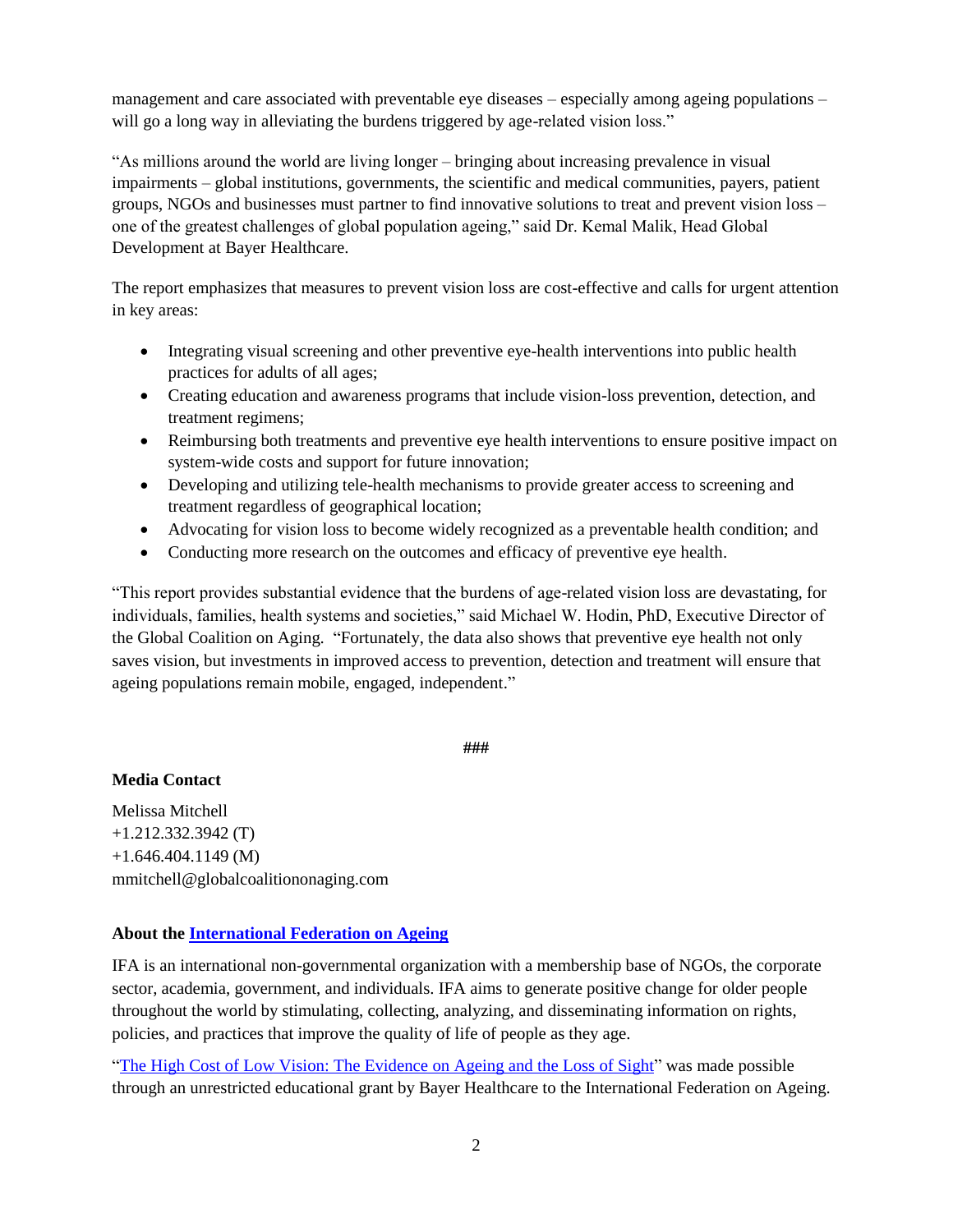management and care associated with preventable eye diseases – especially among ageing populations – will go a long way in alleviating the burdens triggered by age-related vision loss."

"As millions around the world are living longer – bringing about increasing prevalence in visual impairments – global institutions, governments, the scientific and medical communities, payers, patient groups, NGOs and businesses must partner to find innovative solutions to treat and prevent vision loss – one of the greatest challenges of global population ageing," said Dr. Kemal Malik, Head Global Development at Bayer Healthcare.

The report emphasizes that measures to prevent vision loss are cost-effective and calls for urgent attention in key areas:

- Integrating visual screening and other preventive eye-health interventions into public health practices for adults of all ages;
- Creating education and awareness programs that include vision-loss prevention, detection, and treatment regimens;
- Reimbursing both treatments and preventive eye health interventions to ensure positive impact on system-wide costs and support for future innovation;
- Developing and utilizing tele-health mechanisms to provide greater access to screening and treatment regardless of geographical location;
- Advocating for vision loss to become widely recognized as a preventable health condition; and
- Conducting more research on the outcomes and efficacy of preventive eye health.

"This report provides substantial evidence that the burdens of age-related vision loss are devastating, for individuals, families, health systems and societies," said Michael W. Hodin, PhD, Executive Director of the Global Coalition on Aging. "Fortunately, the data also shows that preventive eye health not only saves vision, but investments in improved access to prevention, detection and treatment will ensure that ageing populations remain mobile, engaged, independent."

###

**Media Contact**

Melissa Mitchell
+1.212.332.3942 (T)
+1.646.404.1149 (M)
mmitchell@globalcoalitiononaging.com

**About the International Federation on Ageing**

IFA is an international non-governmental organization with a membership base of NGOs, the corporate sector, academia, government, and individuals. IFA aims to generate positive change for older people throughout the world by stimulating, collecting, analyzing, and disseminating information on rights, policies, and practices that improve the quality of life of people as they age.

"The High Cost of Low Vision: The Evidence on Ageing and the Loss of Sight" was made possible through an unrestricted educational grant by Bayer Healthcare to the International Federation on Ageing.